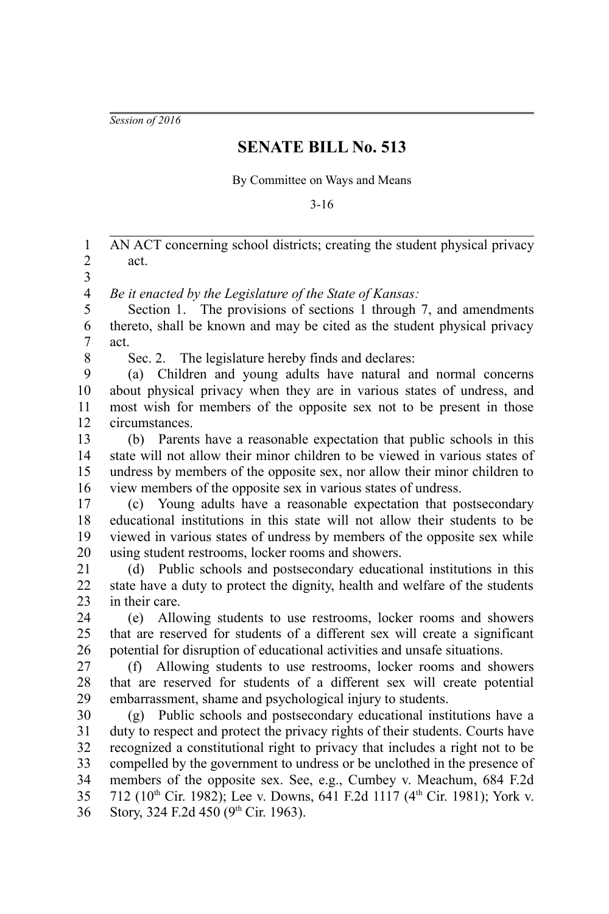*Session of 2016*

# SENATE BILL No. 513

By Committee on Ways and Means

3-16

AN ACT concerning school districts; creating the student physical privacy act.

*Be it enacted by the Legislature of the State of Kansas:*

Section 1. The provisions of sections 1 through 7, and amendments thereto, shall be known and may be cited as the student physical privacy act.

Sec. 2. The legislature hereby finds and declares:

(a) Children and young adults have natural and normal concerns about physical privacy when they are in various states of undress, and most wish for members of the opposite sex not to be present in those circumstances.

(b) Parents have a reasonable expectation that public schools in this state will not allow their minor children to be viewed in various states of undress by members of the opposite sex, nor allow their minor children to view members of the opposite sex in various states of undress.

(c) Young adults have a reasonable expectation that postsecondary educational institutions in this state will not allow their students to be viewed in various states of undress by members of the opposite sex while using student restrooms, locker rooms and showers.

(d) Public schools and postsecondary educational institutions in this state have a duty to protect the dignity, health and welfare of the students in their care.

(e) Allowing students to use restrooms, locker rooms and showers that are reserved for students of a different sex will create a significant potential for disruption of educational activities and unsafe situations.

(f) Allowing students to use restrooms, locker rooms and showers that are reserved for students of a different sex will create potential embarrassment, shame and psychological injury to students.

(g) Public schools and postsecondary educational institutions have a duty to respect and protect the privacy rights of their students. Courts have recognized a constitutional right to privacy that includes a right not to be compelled by the government to undress or be unclothed in the presence of members of the opposite sex. See, e.g., Cumbey v. Meachum, 684 F.2d 712 (10th Cir. 1982); Lee v. Downs, 641 F.2d 1117 (4th Cir. 1981); York v. Story, 324 F.2d 450 (9th Cir. 1963).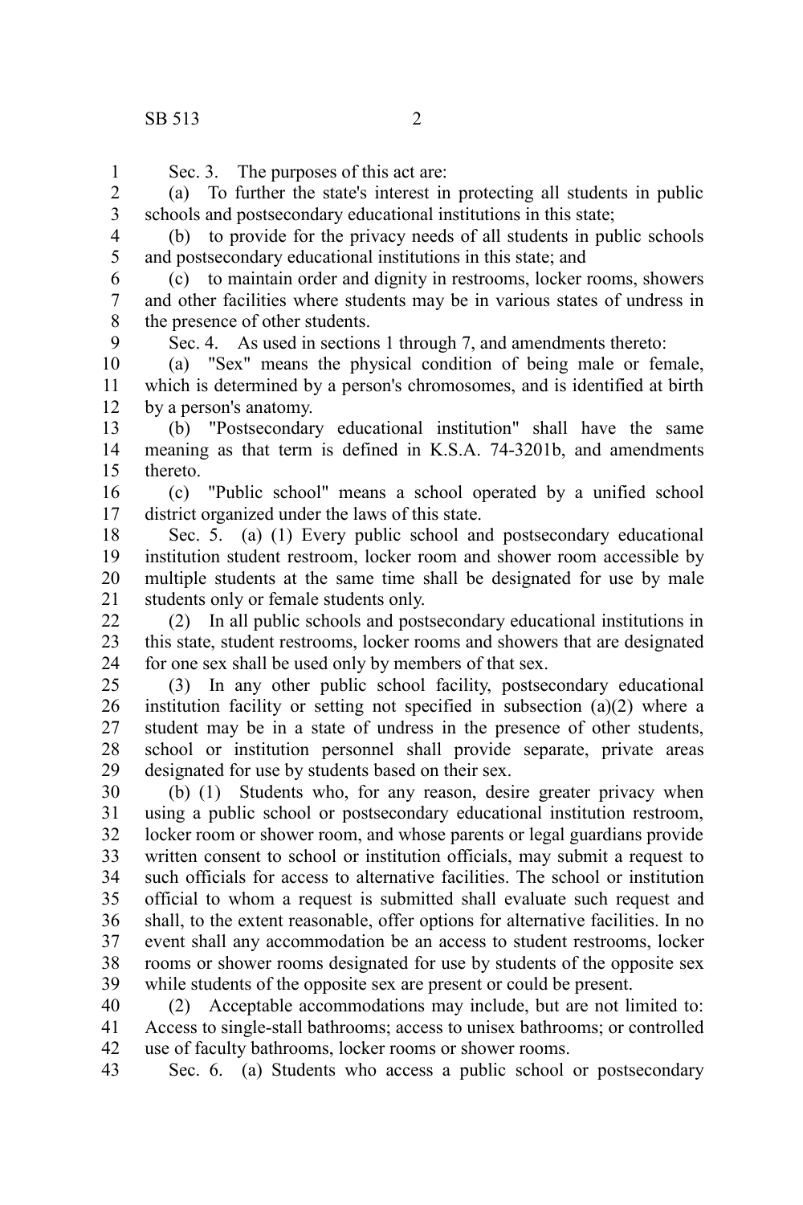Sec. 3. The purposes of this act are:

(a) To further the state's interest in protecting all students in public schools and postsecondary educational institutions in this state;

(b) to provide for the privacy needs of all students in public schools and postsecondary educational institutions in this state; and

(c) to maintain order and dignity in restrooms, locker rooms, showers and other facilities where students may be in various states of undress in the presence of other students.

Sec. 4. As used in sections 1 through 7, and amendments thereto:

(a) "Sex" means the physical condition of being male or female, which is determined by a person's chromosomes, and is identified at birth by a person's anatomy.

(b) "Postsecondary educational institution" shall have the same meaning as that term is defined in K.S.A. 74-3201b, and amendments thereto.

(c) "Public school" means a school operated by a unified school district organized under the laws of this state.

Sec. 5. (a) (1) Every public school and postsecondary educational institution student restroom, locker room and shower room accessible by multiple students at the same time shall be designated for use by male students only or female students only.

(2) In all public schools and postsecondary educational institutions in this state, student restrooms, locker rooms and showers that are designated for one sex shall be used only by members of that sex.

(3) In any other public school facility, postsecondary educational institution facility or setting not specified in subsection (a)(2) where a student may be in a state of undress in the presence of other students, school or institution personnel shall provide separate, private areas designated for use by students based on their sex.

(b) (1) Students who, for any reason, desire greater privacy when using a public school or postsecondary educational institution restroom, locker room or shower room, and whose parents or legal guardians provide written consent to school or institution officials, may submit a request to such officials for access to alternative facilities. The school or institution official to whom a request is submitted shall evaluate such request and shall, to the extent reasonable, offer options for alternative facilities. In no event shall any accommodation be an access to student restrooms, locker rooms or shower rooms designated for use by students of the opposite sex while students of the opposite sex are present or could be present.

(2) Acceptable accommodations may include, but are not limited to: Access to single-stall bathrooms; access to unisex bathrooms; or controlled use of faculty bathrooms, locker rooms or shower rooms.

Sec. 6. (a) Students who access a public school or postsecondary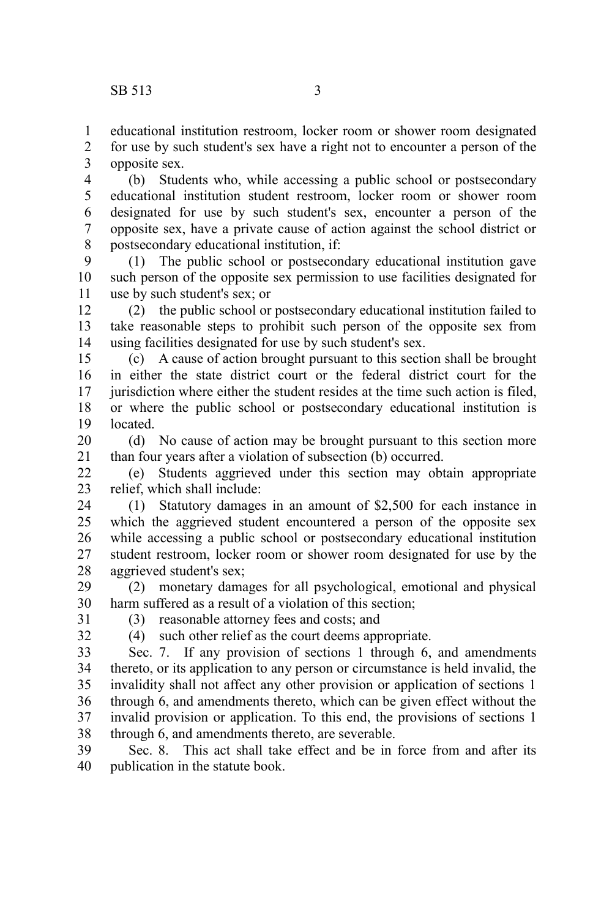educational institution restroom, locker room or shower room designated for use by such student's sex have a right not to encounter a person of the opposite sex.

(b) Students who, while accessing a public school or postsecondary educational institution student restroom, locker room or shower room designated for use by such student's sex, encounter a person of the opposite sex, have a private cause of action against the school district or postsecondary educational institution, if:

(1) The public school or postsecondary educational institution gave such person of the opposite sex permission to use facilities designated for use by such student's sex; or

(2) the public school or postsecondary educational institution failed to take reasonable steps to prohibit such person of the opposite sex from using facilities designated for use by such student's sex.

(c) A cause of action brought pursuant to this section shall be brought in either the state district court or the federal district court for the jurisdiction where either the student resides at the time such action is filed, or where the public school or postsecondary educational institution is located.

(d) No cause of action may be brought pursuant to this section more than four years after a violation of subsection (b) occurred.

(e) Students aggrieved under this section may obtain appropriate relief, which shall include:

(1) Statutory damages in an amount of $2,500 for each instance in which the aggrieved student encountered a person of the opposite sex while accessing a public school or postsecondary educational institution student restroom, locker room or shower room designated for use by the aggrieved student's sex;

(2) monetary damages for all psychological, emotional and physical harm suffered as a result of a violation of this section;

(3) reasonable attorney fees and costs; and

(4) such other relief as the court deems appropriate.

Sec. 7. If any provision of sections 1 through 6, and amendments thereto, or its application to any person or circumstance is held invalid, the invalidity shall not affect any other provision or application of sections 1 through 6, and amendments thereto, which can be given effect without the invalid provision or application. To this end, the provisions of sections 1 through 6, and amendments thereto, are severable.

Sec. 8. This act shall take effect and be in force from and after its publication in the statute book.